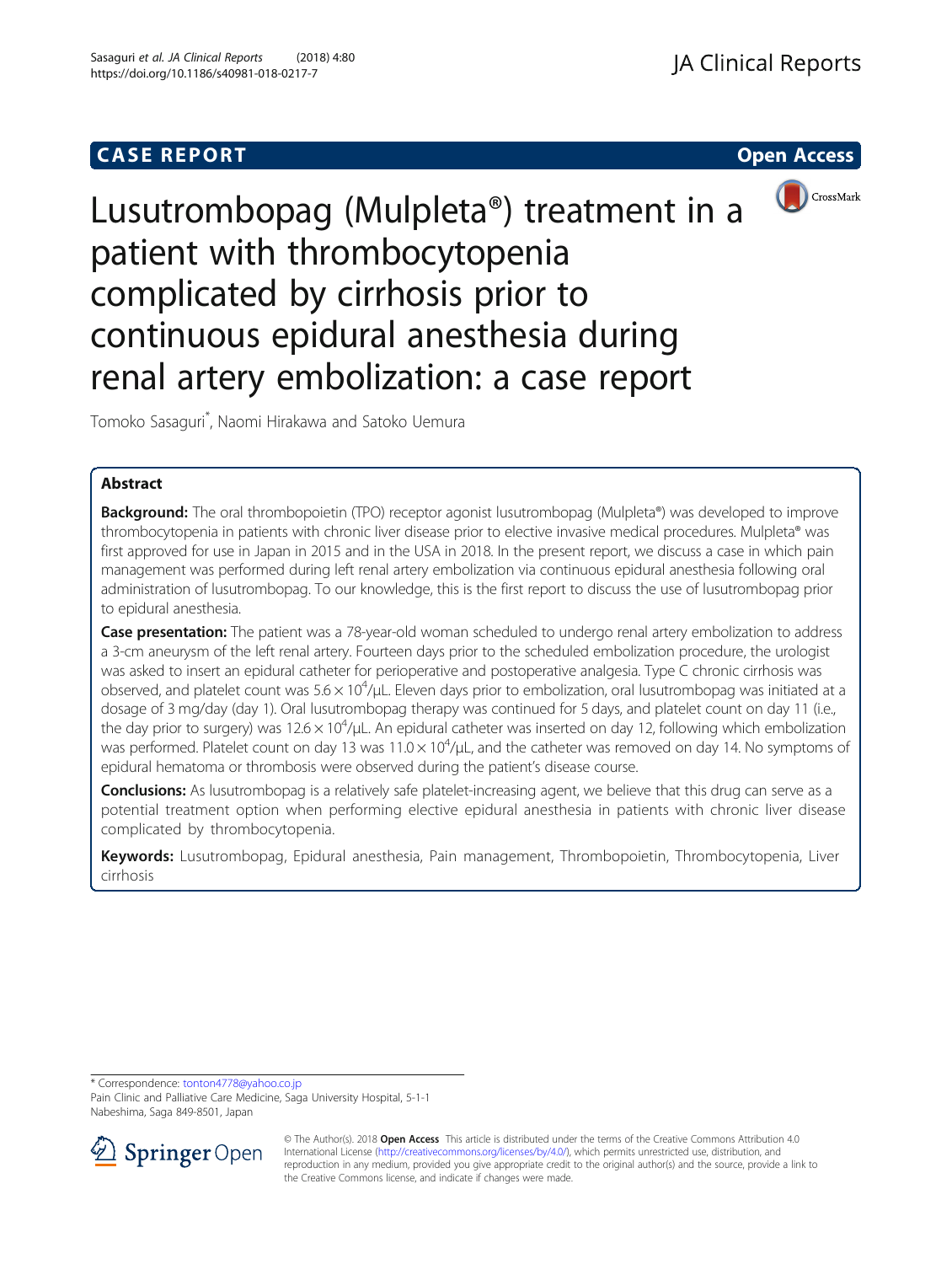CASE REPORT

Open Access

# Lusutrombopag (Mulpleta®) treatment in a patient with thrombocytopenia complicated by cirrhosis prior to continuous epidural anesthesia during renal artery embolization: a case report

Tomoko Sasaguri*, Naomi Hirakawa and Satoko Uemura

## Abstract

**Background:** The oral thrombopoietin (TPO) receptor agonist lusutrombopag (Mulpleta®) was developed to improve thrombocytopenia in patients with chronic liver disease prior to elective invasive medical procedures. Mulpleta® was first approved for use in Japan in 2015 and in the USA in 2018. In the present report, we discuss a case in which pain management was performed during left renal artery embolization via continuous epidural anesthesia following oral administration of lusutrombopag. To our knowledge, this is the first report to discuss the use of lusutrombopag prior to epidural anesthesia.

**Case presentation:** The patient was a 78-year-old woman scheduled to undergo renal artery embolization to address a 3-cm aneurysm of the left renal artery. Fourteen days prior to the scheduled embolization procedure, the urologist was asked to insert an epidural catheter for perioperative and postoperative analgesia. Type C chronic cirrhosis was observed, and platelet count was $5.6 \times 10^4$/μL. Eleven days prior to embolization, oral lusutrombopag was initiated at a dosage of 3 mg/day (day 1). Oral lusutrombopag therapy was continued for 5 days, and platelet count on day 11 (i.e., the day prior to surgery) was $12.6 \times 10^4$/μL. An epidural catheter was inserted on day 12, following which embolization was performed. Platelet count on day 13 was $11.0 \times 10^4$/μL, and the catheter was removed on day 14. No symptoms of epidural hematoma or thrombosis were observed during the patient's disease course.

**Conclusions:** As lusutrombopag is a relatively safe platelet-increasing agent, we believe that this drug can serve as a potential treatment option when performing elective epidural anesthesia in patients with chronic liver disease complicated by thrombocytopenia.

**Keywords:** Lusutrombopag, Epidural anesthesia, Pain management, Thrombopoietin, Thrombocytopenia, Liver cirrhosis

\* Correspondence: tonton4778@yahoo.co.jp
Pain Clinic and Palliative Care Medicine, Saga University Hospital, 5-1-1 Nabeshima, Saga 849-8501, Japan

© The Author(s). 2018 **Open Access** This article is distributed under the terms of the Creative Commons Attribution 4.0 International License (http://creativecommons.org/licenses/by/4.0/), which permits unrestricted use, distribution, and reproduction in any medium, provided you give appropriate credit to the original author(s) and the source, provide a link to the Creative Commons license, and indicate if changes were made.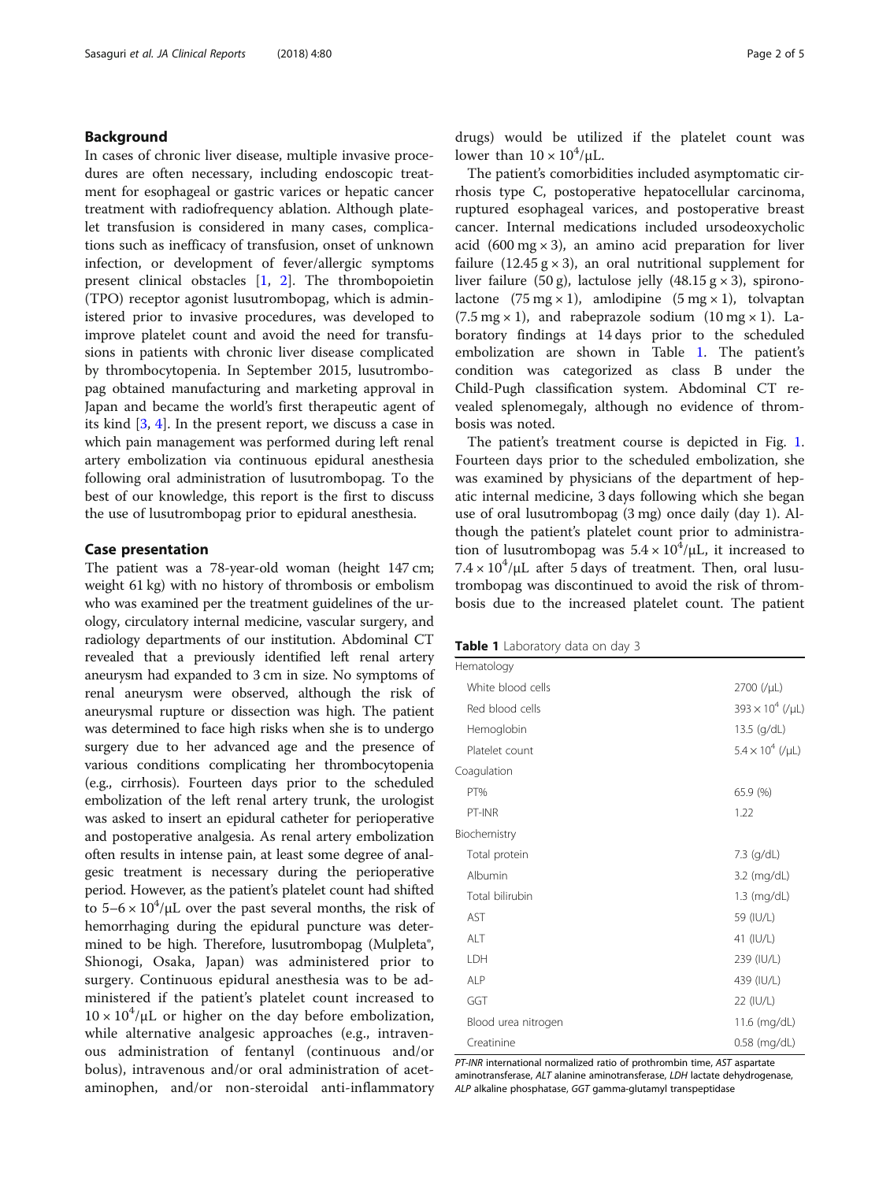## Background

In cases of chronic liver disease, multiple invasive procedures are often necessary, including endoscopic treatment for esophageal or gastric varices or hepatic cancer treatment with radiofrequency ablation. Although platelet transfusion is considered in many cases, complications such as inefficacy of transfusion, onset of unknown infection, or development of fever/allergic symptoms present clinical obstacles [1, 2]. The thrombopoietin (TPO) receptor agonist lusutrombopag, which is administered prior to invasive procedures, was developed to improve platelet count and avoid the need for transfusions in patients with chronic liver disease complicated by thrombocytopenia. In September 2015, lusutrombopag obtained manufacturing and marketing approval in Japan and became the world's first therapeutic agent of its kind [3, 4]. In the present report, we discuss a case in which pain management was performed during left renal artery embolization via continuous epidural anesthesia following oral administration of lusutrombopag. To the best of our knowledge, this report is the first to discuss the use of lusutrombopag prior to epidural anesthesia.

## Case presentation

The patient was a 78-year-old woman (height 147 cm; weight 61 kg) with no history of thrombosis or embolism who was examined per the treatment guidelines of the urology, circulatory internal medicine, vascular surgery, and radiology departments of our institution. Abdominal CT revealed that a previously identified left renal artery aneurysm had expanded to 3 cm in size. No symptoms of renal aneurysm were observed, although the risk of aneurysmal rupture or dissection was high. The patient was determined to face high risks when she is to undergo surgery due to her advanced age and the presence of various conditions complicating her thrombocytopenia (e.g., cirrhosis). Fourteen days prior to the scheduled embolization of the left renal artery trunk, the urologist was asked to insert an epidural catheter for perioperative and postoperative analgesia. As renal artery embolization often results in intense pain, at least some degree of analgesic treatment is necessary during the perioperative period. However, as the patient's platelet count had shifted to $5–6 \times 10^4$/μL over the past several months, the risk of hemorrhaging during the epidural puncture was determined to be high. Therefore, lusutrombopag (Mulpleta®, Shionogi, Osaka, Japan) was administered prior to surgery. Continuous epidural anesthesia was to be administered if the patient's platelet count increased to $10 \times 10^4$/μL or higher on the day before embolization, while alternative analgesic approaches (e.g., intravenous administration of fentanyl (continuous and/or bolus), intravenous and/or oral administration of acetaminophen, and/or non-steroidal anti-inflammatory drugs) would be utilized if the platelet count was lower than $10 \times 10^4$/μL.

The patient's comorbidities included asymptomatic cirrhosis type C, postoperative hepatocellular carcinoma, ruptured esophageal varices, and postoperative breast cancer. Internal medications included ursodeoxycholic acid (600 mg × 3), an amino acid preparation for liver failure (12.45 g × 3), an oral nutritional supplement for liver failure (50 g), lactulose jelly (48.15 g × 3), spironolactone (75 mg × 1), amlodipine (5 mg × 1), tolvaptan (7.5 mg × 1), and rabeprazole sodium (10 mg × 1). Laboratory findings at 14 days prior to the scheduled embolization are shown in Table 1. The patient's condition was categorized as class B under the Child-Pugh classification system. Abdominal CT revealed splenomegaly, although no evidence of thrombosis was noted.

The patient's treatment course is depicted in Fig. 1. Fourteen days prior to the scheduled embolization, she was examined by physicians of the department of hepatic internal medicine, 3 days following which she began use of oral lusutrombopag (3 mg) once daily (day 1). Although the patient's platelet count prior to administration of lusutrombopag was $5.4 \times 10^4$/μL, it increased to $7.4 \times 10^4$/μL after 5 days of treatment. Then, oral lusutrombopag was discontinued to avoid the risk of thrombosis due to the increased platelet count. The patient

**Table 1** Laboratory data on day 3

| | |
|---|---|
| Hematology | |
| White blood cells | 2700 (/μL) |
| Red blood cells | $393 \times 10^4$ (/μL) |
| Hemoglobin | 13.5 (g/dL) |
| Platelet count | $5.4 \times 10^4$ (/μL) |
| Coagulation | |
| PT% | 65.9 (%) |
| PT-INR | 1.22 |
| Biochemistry | |
| Total protein | 7.3 (g/dL) |
| Albumin | 3.2 (mg/dL) |
| Total bilirubin | 1.3 (mg/dL) |
| AST | 59 (IU/L) |
| ALT | 41 (IU/L) |
| LDH | 239 (IU/L) |
| ALP | 439 (IU/L) |
| GGT | 22 (IU/L) |
| Blood urea nitrogen | 11.6 (mg/dL) |
| Creatinine | 0.58 (mg/dL) |

*PT-INR* international normalized ratio of prothrombin time, *AST* aspartate aminotransferase, *ALT* alanine aminotransferase, *LDH* lactate dehydrogenase, *ALP* alkaline phosphatase, *GGT* gamma-glutamyl transpeptidase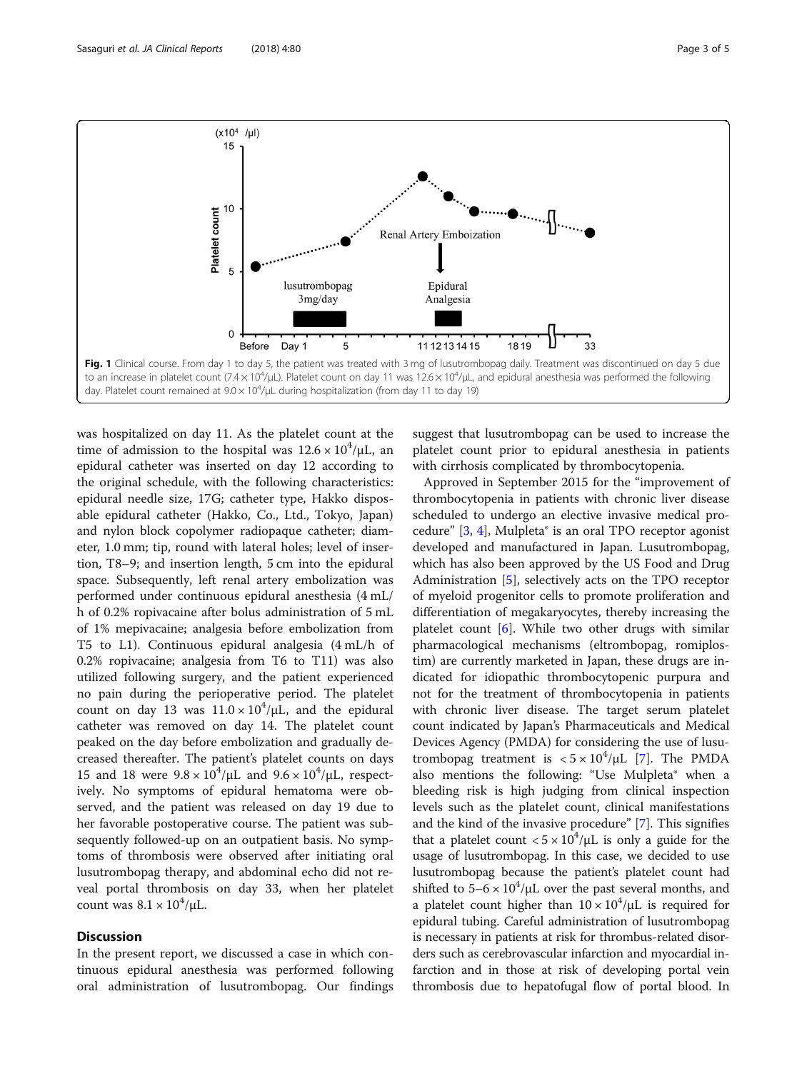Fig. 1 Clinical course. From day 1 to day 5, the patient was treated with 3 mg of lusutrombopag daily. Treatment was discontinued on day 5 due to an increase in platelet count ($7.4 \times 10^4/\mu L$). Platelet count on day 11 was $12.6 \times 10^4/\mu L$, and epidural anesthesia was performed the following day. Platelet count remained at $9.0 \times 10^4/\mu L$ during hospitalization (from day 11 to day 19)

was hospitalized on day 11. As the platelet count at the time of admission to the hospital was $12.6 \times 10^4/\mu L$, an epidural catheter was inserted on day 12 according to the original schedule, with the following characteristics: epidural needle size, 17G; catheter type, Hakko disposable epidural catheter (Hakko, Co., Ltd., Tokyo, Japan) and nylon block copolymer radiopaque catheter; diameter, 1.0 mm; tip, round with lateral holes; level of insertion, T8–9; and insertion length, 5 cm into the epidural space. Subsequently, left renal artery embolization was performed under continuous epidural anesthesia (4 mL/h of 0.2% ropivacaine after bolus administration of 5 mL of 1% mepivacaine; analgesia before embolization from T5 to L1). Continuous epidural analgesia (4 mL/h of 0.2% ropivacaine; analgesia from T6 to T11) was also utilized following surgery, and the patient experienced no pain during the perioperative period. The platelet count on day 13 was $11.0 \times 10^4/\mu L$, and the epidural catheter was removed on day 14. The platelet count peaked on the day before embolization and gradually decreased thereafter. The patient's platelet counts on days 15 and 18 were $9.8 \times 10^4/\mu L$ and $9.6 \times 10^4/\mu L$, respectively. No symptoms of epidural hematoma were observed, and the patient was released on day 19 due to her favorable postoperative course. The patient was subsequently followed-up on an outpatient basis. No symptoms of thrombosis were observed after initiating oral lusutrombopag therapy, and abdominal echo did not reveal portal thrombosis on day 33, when her platelet count was $8.1 \times 10^4/\mu L$.

## Discussion

In the present report, we discussed a case in which continuous epidural anesthesia was performed following oral administration of lusutrombopag. Our findings suggest that lusutrombopag can be used to increase the platelet count prior to epidural anesthesia in patients with cirrhosis complicated by thrombocytopenia.

Approved in September 2015 for the "improvement of thrombocytopenia in patients with chronic liver disease scheduled to undergo an elective invasive medical procedure" [3, 4], Mulpleta® is an oral TPO receptor agonist developed and manufactured in Japan. Lusutrombopag, which has also been approved by the US Food and Drug Administration [5], selectively acts on the TPO receptor of myeloid progenitor cells to promote proliferation and differentiation of megakaryocytes, thereby increasing the platelet count [6]. While two other drugs with similar pharmacological mechanisms (eltrombopag, romiplostim) are currently marketed in Japan, these drugs are indicated for idiopathic thrombocytopenic purpura and not for the treatment of thrombocytopenia in patients with chronic liver disease. The target serum platelet count indicated by Japan's Pharmaceuticals and Medical Devices Agency (PMDA) for considering the use of lusutrombopag treatment is $< 5 \times 10^4/\mu L$ [7]. The PMDA also mentions the following: "Use Mulpleta® when a bleeding risk is high judging from clinical inspection levels such as the platelet count, clinical manifestations and the kind of the invasive procedure" [7]. This signifies that a platelet count $< 5 \times 10^4/\mu L$ is only a guide for the usage of lusutrombopag. In this case, we decided to use lusutrombopag because the patient's platelet count had shifted to $5–6 \times 10^4/\mu L$ over the past several months, and a platelet count higher than $10 \times 10^4/\mu L$ is required for epidural tubing. Careful administration of lusutrombopag is necessary in patients at risk for thrombus-related disorders such as cerebrovascular infarction and myocardial infarction and in those at risk of developing portal vein thrombosis due to hepatofugal flow of portal blood. In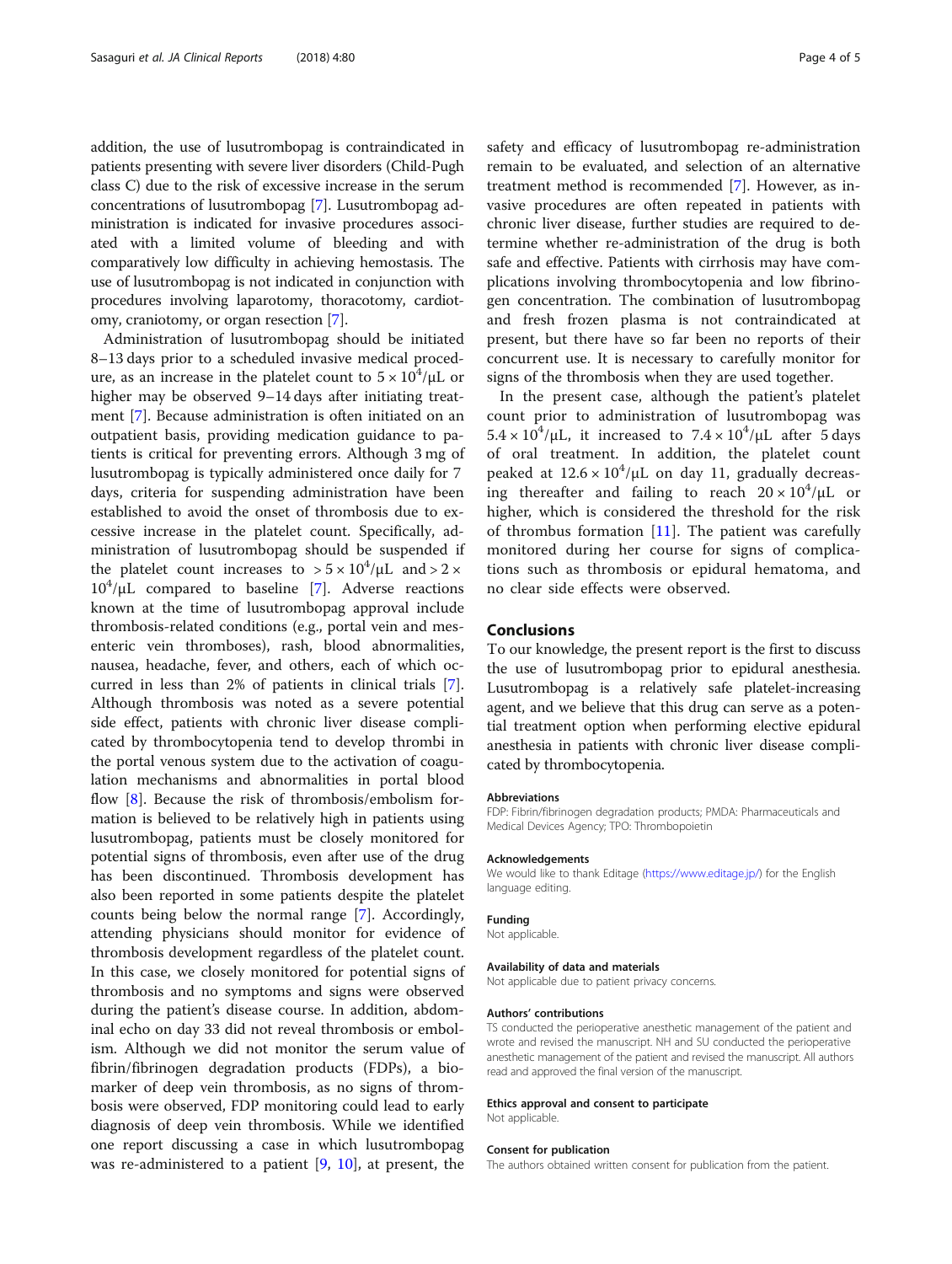addition, the use of lusutrombopag is contraindicated in patients presenting with severe liver disorders (Child-Pugh class C) due to the risk of excessive increase in the serum concentrations of lusutrombopag [7]. Lusutrombopag administration is indicated for invasive procedures associated with a limited volume of bleeding and with comparatively low difficulty in achieving hemostasis. The use of lusutrombopag is not indicated in conjunction with procedures involving laparotomy, thoracotomy, cardiotomy, craniotomy, or organ resection [7].

Administration of lusutrombopag should be initiated 8–13 days prior to a scheduled invasive medical procedure, as an increase in the platelet count to $5 \times 10^4/\mu L$ or higher may be observed 9–14 days after initiating treatment [7]. Because administration is often initiated on an outpatient basis, providing medication guidance to patients is critical for preventing errors. Although 3 mg of lusutrombopag is typically administered once daily for 7 days, criteria for suspending administration have been established to avoid the onset of thrombosis due to excessive increase in the platelet count. Specifically, administration of lusutrombopag should be suspended if the platelet count increases to $> 5 \times 10^4/\mu L$ and $> 2 \times 10^4/\mu L$ compared to baseline [7]. Adverse reactions known at the time of lusutrombopag approval include thrombosis-related conditions (e.g., portal vein and mesenteric vein thromboses), rash, blood abnormalities, nausea, headache, fever, and others, each of which occurred in less than 2% of patients in clinical trials [7]. Although thrombosis was noted as a severe potential side effect, patients with chronic liver disease complicated by thrombocytopenia tend to develop thrombi in the portal venous system due to the activation of coagulation mechanisms and abnormalities in portal blood flow [8]. Because the risk of thrombosis/embolism formation is believed to be relatively high in patients using lusutrombopag, patients must be closely monitored for potential signs of thrombosis, even after use of the drug has been discontinued. Thrombosis development has also been reported in some patients despite the platelet counts being below the normal range [7]. Accordingly, attending physicians should monitor for evidence of thrombosis development regardless of the platelet count. In this case, we closely monitored for potential signs of thrombosis and no symptoms and signs were observed during the patient's disease course. In addition, abdominal echo on day 33 did not reveal thrombosis or embolism. Although we did not monitor the serum value of fibrin/fibrinogen degradation products (FDPs), a biomarker of deep vein thrombosis, as no signs of thrombosis were observed, FDP monitoring could lead to early diagnosis of deep vein thrombosis. While we identified one report discussing a case in which lusutrombopag was re-administered to a patient [9, 10], at present, the safety and efficacy of lusutrombopag re-administration remain to be evaluated, and selection of an alternative treatment method is recommended [7]. However, as invasive procedures are often repeated in patients with chronic liver disease, further studies are required to determine whether re-administration of the drug is both safe and effective. Patients with cirrhosis may have complications involving thrombocytopenia and low fibrinogen concentration. The combination of lusutrombopag and fresh frozen plasma is not contraindicated at present, but there have so far been no reports of their concurrent use. It is necessary to carefully monitor for signs of the thrombosis when they are used together.

In the present case, although the patient's platelet count prior to administration of lusutrombopag was $5.4 \times 10^4/\mu L$, it increased to $7.4 \times 10^4/\mu L$ after 5 days of oral treatment. In addition, the platelet count peaked at $12.6 \times 10^4/\mu L$ on day 11, gradually decreasing thereafter and failing to reach $20 \times 10^4/\mu L$ or higher, which is considered the threshold for the risk of thrombus formation [11]. The patient was carefully monitored during her course for signs of complications such as thrombosis or epidural hematoma, and no clear side effects were observed.

## Conclusions

To our knowledge, the present report is the first to discuss the use of lusutrombopag prior to epidural anesthesia. Lusutrombopag is a relatively safe platelet-increasing agent, and we believe that this drug can serve as a potential treatment option when performing elective epidural anesthesia in patients with chronic liver disease complicated by thrombocytopenia.

#### Abbreviations

FDP: Fibrin/fibrinogen degradation products; PMDA: Pharmaceuticals and Medical Devices Agency; TPO: Thrombopoietin

#### Acknowledgements

We would like to thank Editage (https://www.editage.jp/) for the English language editing.

#### Funding

Not applicable.

#### Availability of data and materials

Not applicable due to patient privacy concerns.

#### Authors' contributions

TS conducted the perioperative anesthetic management of the patient and wrote and revised the manuscript. NH and SU conducted the perioperative anesthetic management of the patient and revised the manuscript. All authors read and approved the final version of the manuscript.

#### Ethics approval and consent to participate

Not applicable.

#### Consent for publication

The authors obtained written consent for publication from the patient.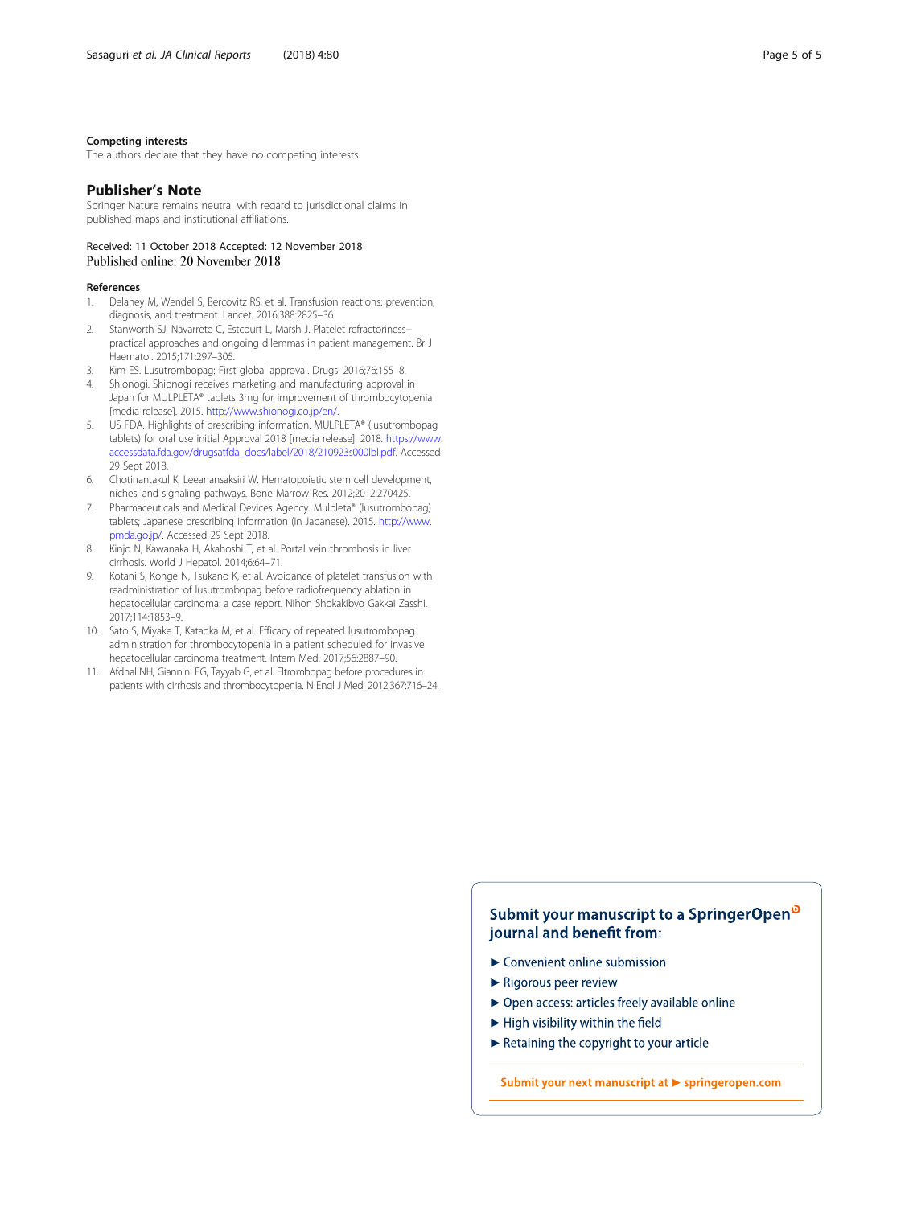### Competing interests

The authors declare that they have no competing interests.

## Publisher's Note

Springer Nature remains neutral with regard to jurisdictional claims in published maps and institutional affiliations.

Received: 11 October 2018 Accepted: 12 November 2018
Published online: 20 November 2018

### References

1. Delaney M, Wendel S, Bercovitz RS, et al. Transfusion reactions: prevention, diagnosis, and treatment. Lancet. 2016;388:2825–36.
2. Stanworth SJ, Navarrete C, Estcourt L, Marsh J. Platelet refractoriness--practical approaches and ongoing dilemmas in patient management. Br J Haematol. 2015;171:297–305.
3. Kim ES. Lusutrombopag: First global approval. Drugs. 2016;76:155–8.
4. Shionogi. Shionogi receives marketing and manufacturing approval in Japan for MULPLETA® tablets 3mg for improvement of thrombocytopenia [media release]. 2015. http://www.shionogi.co.jp/en/.
5. US FDA. Highlights of prescribing information. MULPLETA® (lusutrombopag tablets) for oral use initial Approval 2018 [media release]. 2018. https://www.accessdata.fda.gov/drugsatfda_docs/label/2018/210923s000lbl.pdf. Accessed 29 Sept 2018.
6. Chotinantakul K, Leeanansaksiri W. Hematopoietic stem cell development, niches, and signaling pathways. Bone Marrow Res. 2012;2012:270425.
7. Pharmaceuticals and Medical Devices Agency. Mulpleta® (lusutrombopag) tablets; Japanese prescribing information (in Japanese). 2015. http://www.pmda.go.jp/. Accessed 29 Sept 2018.
8. Kinjo N, Kawanaka H, Akahoshi T, et al. Portal vein thrombosis in liver cirrhosis. World J Hepatol. 2014;6:64–71.
9. Kotani S, Kohge N, Tsukano K, et al. Avoidance of platelet transfusion with readministration of lusutrombopag before radiofrequency ablation in hepatocellular carcinoma: a case report. Nihon Shokakibyo Gakkai Zasshi. 2017;114:1853–9.
10. Sato S, Miyake T, Kataoka M, et al. Efficacy of repeated lusutrombopag administration for thrombocytopenia in a patient scheduled for invasive hepatocellular carcinoma treatment. Intern Med. 2017;56:2887–90.
11. Afdhal NH, Giannini EG, Tayyab G, et al. Eltrombopag before procedures in patients with cirrhosis and thrombocytopenia. N Engl J Med. 2012;367:716–24.

**Submit your manuscript to a SpringerOpen journal and benefit from:**

- ► Convenient online submission
- ► Rigorous peer review
- ► Open access: articles freely available online
- ► High visibility within the field
- ► Retaining the copyright to your article

**Submit your next manuscript at ► springeropen.com**